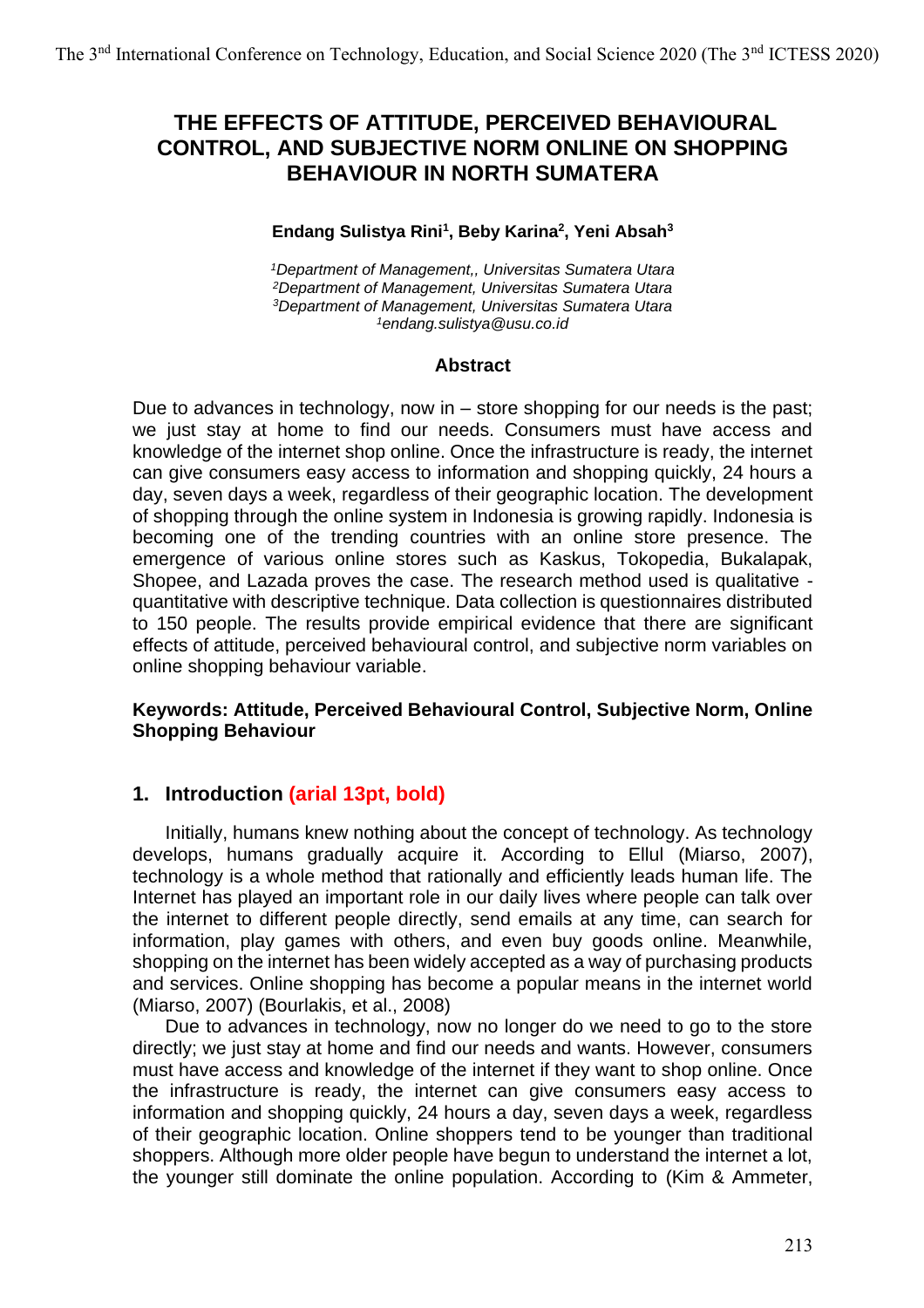# THE EFFECTS OF ATTITUDE, PERCEIVED BEHAVIOURAL CONTROL, AND SUBJECTIVE NORM ONLINE ON SHOPPING BEHAVIOUR IN NORTH SUMATERA

**Endang Sulistya Rini[1], Beby Karina[2], Yeni Absah[3]**

*[1]Department of Management,, Universitas Sumatera Utara*
*[2]Department of Management, Universitas Sumatera Utara*
*[3]Department of Management, Universitas Sumatera Utara*
*[1]endang.sulistya@usu.co.id*

### Abstract

Due to advances in technology, now in – store shopping for our needs is the past; we just stay at home to find our needs. Consumers must have access and knowledge of the internet shop online. Once the infrastructure is ready, the internet can give consumers easy access to information and shopping quickly, 24 hours a day, seven days a week, regardless of their geographic location. The development of shopping through the online system in Indonesia is growing rapidly. Indonesia is becoming one of the trending countries with an online store presence. The emergence of various online stores such as Kaskus, Tokopedia, Bukalapak, Shopee, and Lazada proves the case. The research method used is qualitative - quantitative with descriptive technique. Data collection is questionnaires distributed to 150 people. The results provide empirical evidence that there are significant effects of attitude, perceived behavioural control, and subjective norm variables on online shopping behaviour variable.

**Keywords: Attitude, Perceived Behavioural Control, Subjective Norm, Online Shopping Behaviour**

## 1. Introduction (arial 13pt, bold)

Initially, humans knew nothing about the concept of technology. As technology develops, humans gradually acquire it. According to Ellul (Miarso, 2007), technology is a whole method that rationally and efficiently leads human life. The Internet has played an important role in our daily lives where people can talk over the internet to different people directly, send emails at any time, can search for information, play games with others, and even buy goods online. Meanwhile, shopping on the internet has been widely accepted as a way of purchasing products and services. Online shopping has become a popular means in the internet world (Miarso, 2007) (Bourlakis, et al., 2008)

Due to advances in technology, now no longer do we need to go to the store directly; we just stay at home and find our needs and wants. However, consumers must have access and knowledge of the internet if they want to shop online. Once the infrastructure is ready, the internet can give consumers easy access to information and shopping quickly, 24 hours a day, seven days a week, regardless of their geographic location. Online shoppers tend to be younger than traditional shoppers. Although more older people have begun to understand the internet a lot, the younger still dominate the online population. According to (Kim & Ammeter,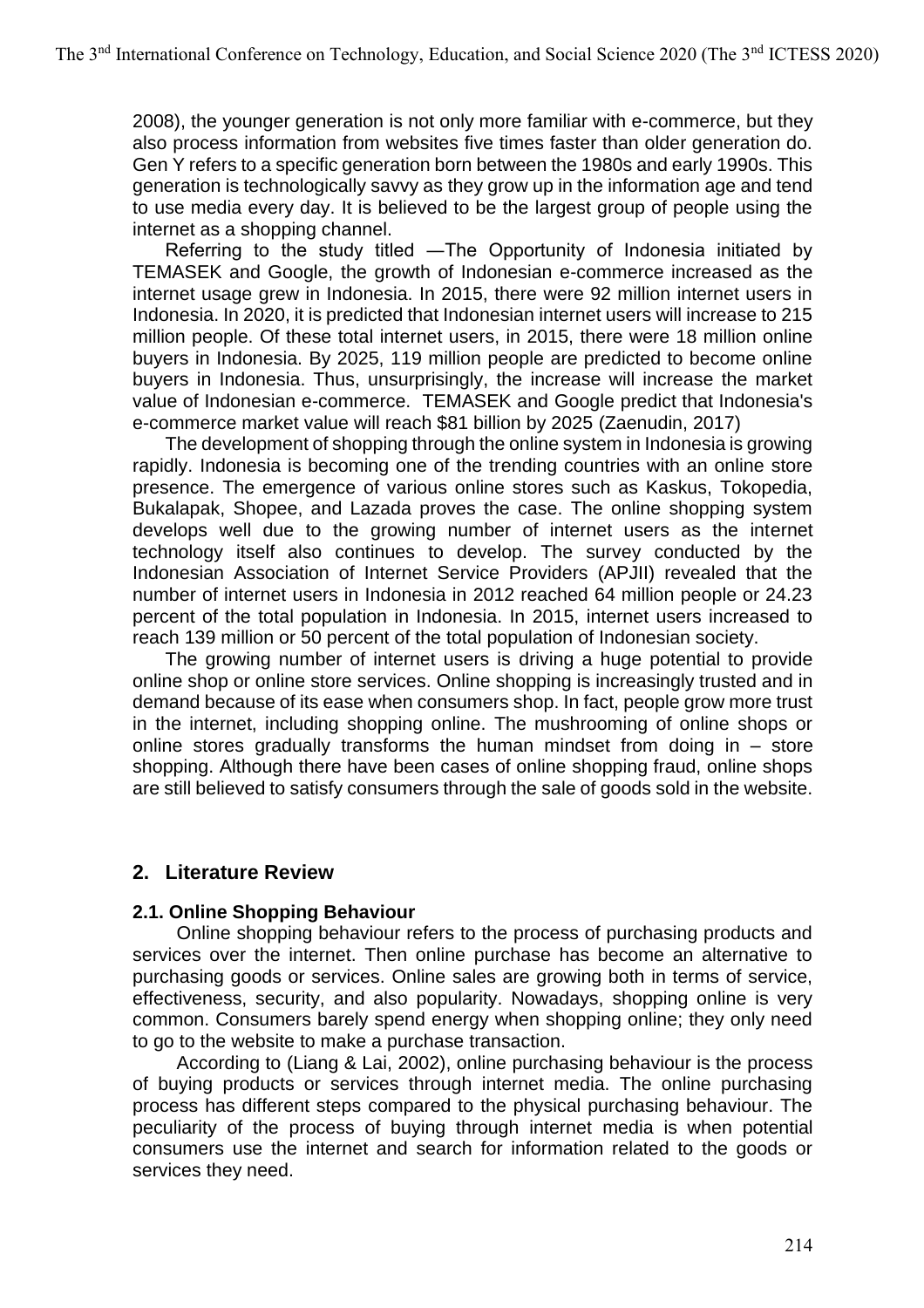2008), the younger generation is not only more familiar with e-commerce, but they also process information from websites five times faster than older generation do. Gen Y refers to a specific generation born between the 1980s and early 1990s. This generation is technologically savvy as they grow up in the information age and tend to use media every day. It is believed to be the largest group of people using the internet as a shopping channel.

Referring to the study titled —The Opportunity of Indonesia initiated by TEMASEK and Google, the growth of Indonesian e-commerce increased as the internet usage grew in Indonesia. In 2015, there were 92 million internet users in Indonesia. In 2020, it is predicted that Indonesian internet users will increase to 215 million people. Of these total internet users, in 2015, there were 18 million online buyers in Indonesia. By 2025, 119 million people are predicted to become online buyers in Indonesia. Thus, unsurprisingly, the increase will increase the market value of Indonesian e-commerce. TEMASEK and Google predict that Indonesia's e-commerce market value will reach $81 billion by 2025 (Zaenudin, 2017)

The development of shopping through the online system in Indonesia is growing rapidly. Indonesia is becoming one of the trending countries with an online store presence. The emergence of various online stores such as Kaskus, Tokopedia, Bukalapak, Shopee, and Lazada proves the case. The online shopping system develops well due to the growing number of internet users as the internet technology itself also continues to develop. The survey conducted by the Indonesian Association of Internet Service Providers (APJII) revealed that the number of internet users in Indonesia in 2012 reached 64 million people or 24.23 percent of the total population in Indonesia. In 2015, internet users increased to reach 139 million or 50 percent of the total population of Indonesian society.

The growing number of internet users is driving a huge potential to provide online shop or online store services. Online shopping is increasingly trusted and in demand because of its ease when consumers shop. In fact, people grow more trust in the internet, including shopping online. The mushrooming of online shops or online stores gradually transforms the human mindset from doing in – store shopping. Although there have been cases of online shopping fraud, online shops are still believed to satisfy consumers through the sale of goods sold in the website.

## 2. Literature Review

### 2.1. Online Shopping Behaviour

Online shopping behaviour refers to the process of purchasing products and services over the internet. Then online purchase has become an alternative to purchasing goods or services. Online sales are growing both in terms of service, effectiveness, security, and also popularity. Nowadays, shopping online is very common. Consumers barely spend energy when shopping online; they only need to go to the website to make a purchase transaction.

According to (Liang & Lai, 2002), online purchasing behaviour is the process of buying products or services through internet media. The online purchasing process has different steps compared to the physical purchasing behaviour. The peculiarity of the process of buying through internet media is when potential consumers use the internet and search for information related to the goods or services they need.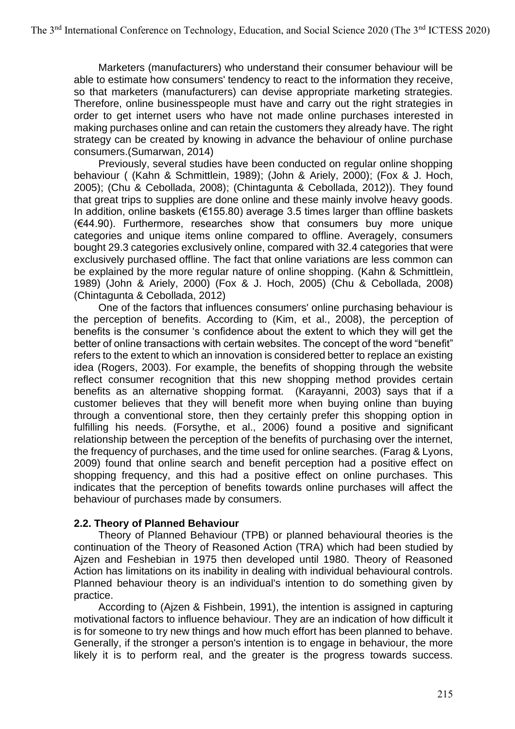Marketers (manufacturers) who understand their consumer behaviour will be able to estimate how consumers' tendency to react to the information they receive, so that marketers (manufacturers) can devise appropriate marketing strategies. Therefore, online businesspeople must have and carry out the right strategies in order to get internet users who have not made online purchases interested in making purchases online and can retain the customers they already have. The right strategy can be created by knowing in advance the behaviour of online purchase consumers.(Sumarwan, 2014)

Previously, several studies have been conducted on regular online shopping behaviour ( (Kahn & Schmittlein, 1989); (John & Ariely, 2000); (Fox & J. Hoch, 2005); (Chu & Cebollada, 2008); (Chintagunta & Cebollada, 2012)). They found that great trips to supplies are done online and these mainly involve heavy goods. In addition, online baskets (€155.80) average 3.5 times larger than offline baskets (€44.90). Furthermore, researches show that consumers buy more unique categories and unique items online compared to offline. Averagely, consumers bought 29.3 categories exclusively online, compared with 32.4 categories that were exclusively purchased offline. The fact that online variations are less common can be explained by the more regular nature of online shopping. (Kahn & Schmittlein, 1989) (John & Ariely, 2000) (Fox & J. Hoch, 2005) (Chu & Cebollada, 2008) (Chintagunta & Cebollada, 2012)

One of the factors that influences consumers' online purchasing behaviour is the perception of benefits. According to (Kim, et al., 2008), the perception of benefits is the consumer 's confidence about the extent to which they will get the better of online transactions with certain websites. The concept of the word "benefit" refers to the extent to which an innovation is considered better to replace an existing idea (Rogers, 2003). For example, the benefits of shopping through the website reflect consumer recognition that this new shopping method provides certain benefits as an alternative shopping format. (Karayanni, 2003) says that if a customer believes that they will benefit more when buying online than buying through a conventional store, then they certainly prefer this shopping option in fulfilling his needs. (Forsythe, et al., 2006) found a positive and significant relationship between the perception of the benefits of purchasing over the internet, the frequency of purchases, and the time used for online searches. (Farag & Lyons, 2009) found that online search and benefit perception had a positive effect on shopping frequency, and this had a positive effect on online purchases. This indicates that the perception of benefits towards online purchases will affect the behaviour of purchases made by consumers.

### 2.2. Theory of Planned Behaviour

Theory of Planned Behaviour (TPB) or planned behavioural theories is the continuation of the Theory of Reasoned Action (TRA) which had been studied by Ajzen and Feshebian in 1975 then developed until 1980. Theory of Reasoned Action has limitations on its inability in dealing with individual behavioural controls. Planned behaviour theory is an individual's intention to do something given by practice.

According to (Ajzen & Fishbein, 1991), the intention is assigned in capturing motivational factors to influence behaviour. They are an indication of how difficult it is for someone to try new things and how much effort has been planned to behave. Generally, if the stronger a person's intention is to engage in behaviour, the more likely it is to perform real, and the greater is the progress towards success.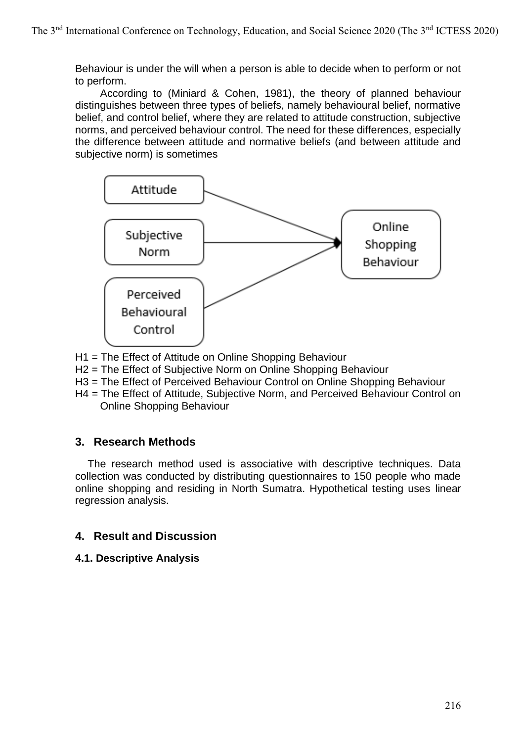Behaviour is under the will when a person is able to decide when to perform or not to perform.

According to (Miniard & Cohen, 1981), the theory of planned behaviour distinguishes between three types of beliefs, namely behavioural belief, normative belief, and control belief, where they are related to attitude construction, subjective norms, and perceived behaviour control. The need for these differences, especially the difference between attitude and normative beliefs (and between attitude and subjective norm) is sometimes

H1 = The Effect of Attitude on Online Shopping Behaviour

H2 = The Effect of Subjective Norm on Online Shopping Behaviour

H3 = The Effect of Perceived Behaviour Control on Online Shopping Behaviour

H4 = The Effect of Attitude, Subjective Norm, and Perceived Behaviour Control on Online Shopping Behaviour

## 3. Research Methods

The research method used is associative with descriptive techniques. Data collection was conducted by distributing questionnaires to 150 people who made online shopping and residing in North Sumatra. Hypothetical testing uses linear regression analysis.

## 4. Result and Discussion

### 4.1. Descriptive Analysis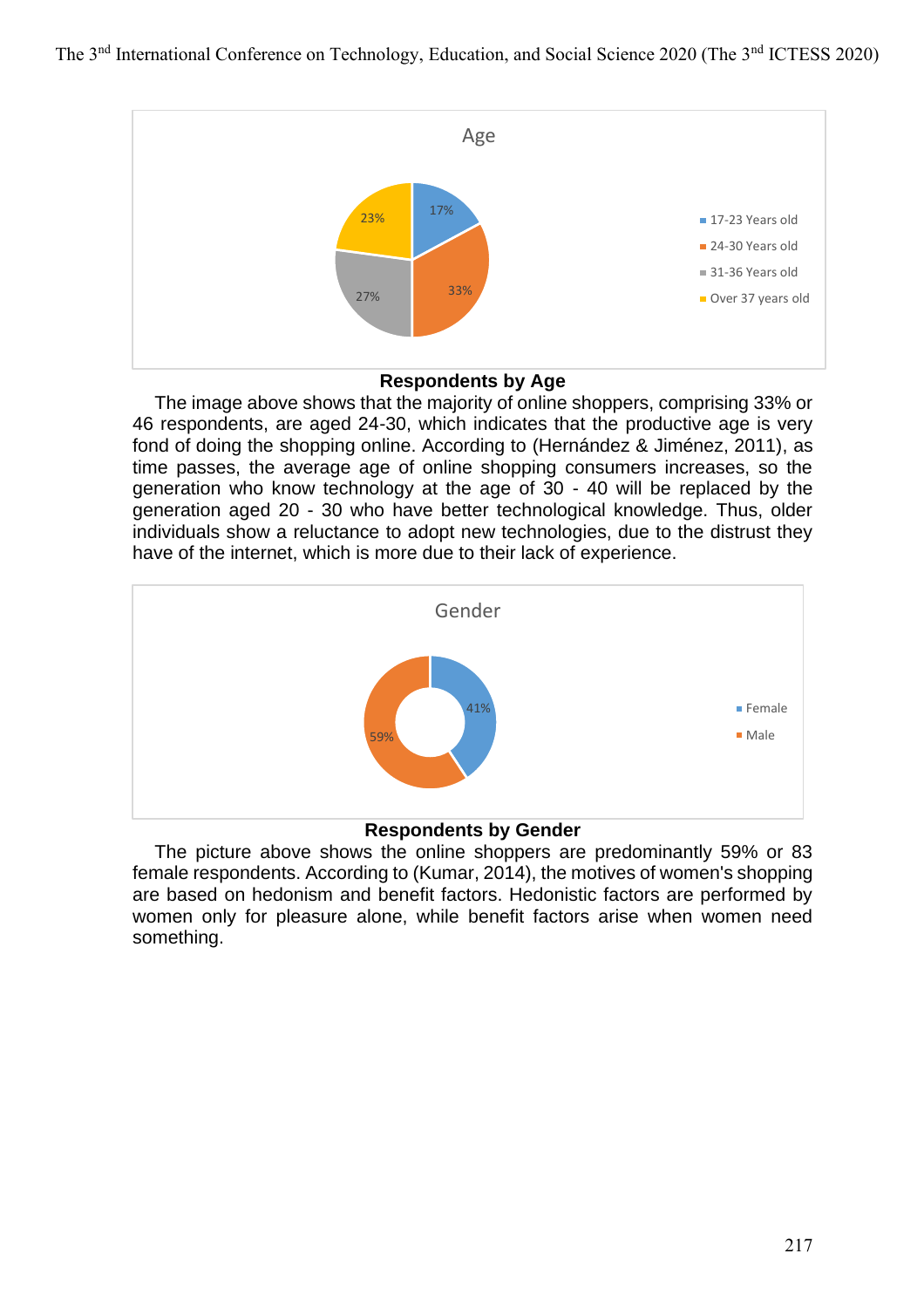**Respondents by Age**

The image above shows that the majority of online shoppers, comprising 33% or 46 respondents, are aged 24-30, which indicates that the productive age is very fond of doing the shopping online. According to (Hernández & Jiménez, 2011), as time passes, the average age of online shopping consumers increases, so the generation who know technology at the age of 30 - 40 will be replaced by the generation aged 20 - 30 who have better technological knowledge. Thus, older individuals show a reluctance to adopt new technologies, due to the distrust they have of the internet, which is more due to their lack of experience.

**Respondents by Gender**

The picture above shows the online shoppers are predominantly 59% or 83 female respondents. According to (Kumar, 2014), the motives of women's shopping are based on hedonism and benefit factors. Hedonistic factors are performed by women only for pleasure alone, while benefit factors arise when women need something.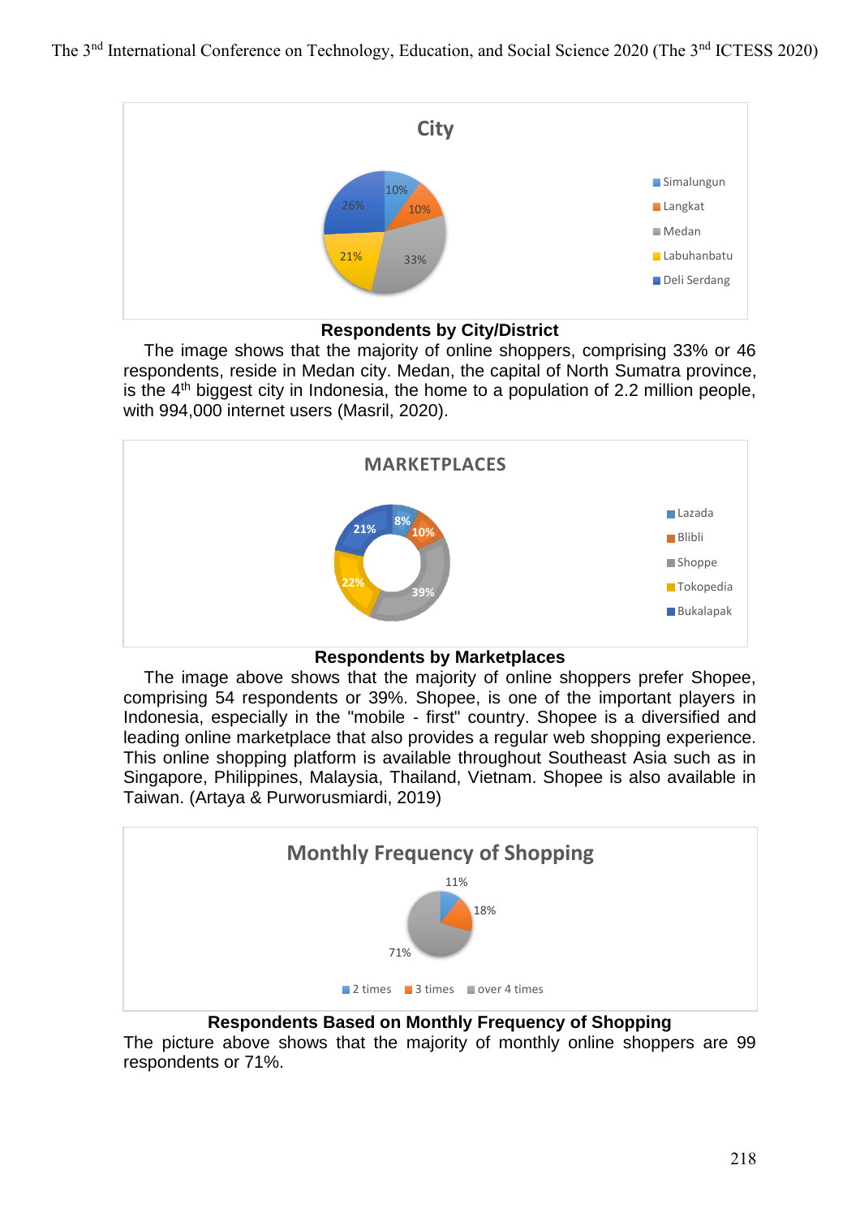**Respondents by City/District**

The image shows that the majority of online shoppers, comprising 33% or 46 respondents, reside in Medan city. Medan, the capital of North Sumatra province, is the 4th biggest city in Indonesia, the home to a population of 2.2 million people, with 994,000 internet users (Masril, 2020).

**Respondents by Marketplaces**

The image above shows that the majority of online shoppers prefer Shopee, comprising 54 respondents or 39%. Shopee, is one of the important players in Indonesia, especially in the "mobile - first" country. Shopee is a diversified and leading online marketplace that also provides a regular web shopping experience. This online shopping platform is available throughout Southeast Asia such as in Singapore, Philippines, Malaysia, Thailand, Vietnam. Shopee is also available in Taiwan. (Artaya & Purworusmiardi, 2019)

**Respondents Based on Monthly Frequency of Shopping**

The picture above shows that the majority of monthly online shoppers are 99 respondents or 71%.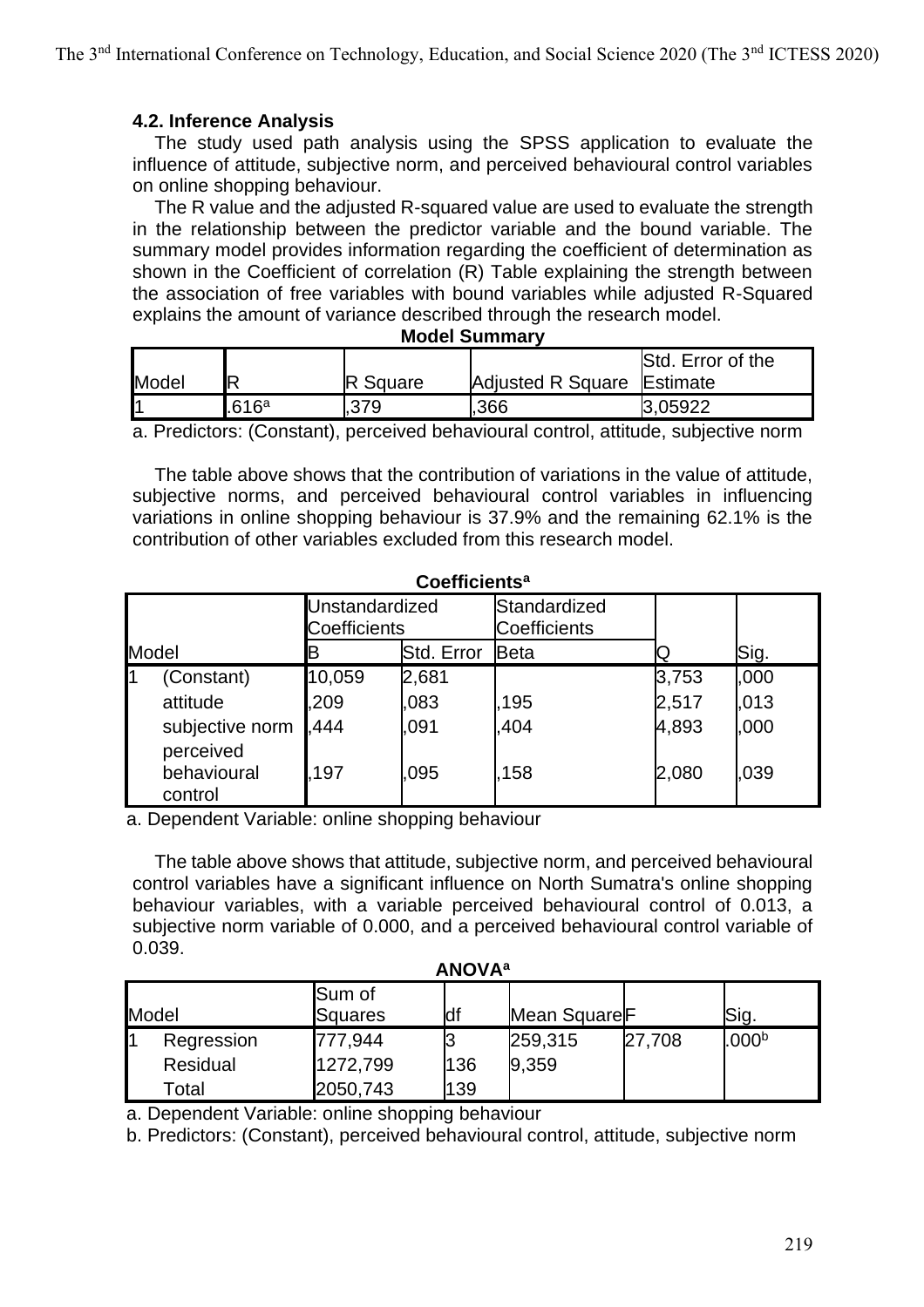### 4.2. Inference Analysis

The study used path analysis using the SPSS application to evaluate the influence of attitude, subjective norm, and perceived behavioural control variables on online shopping behaviour.

The R value and the adjusted R-squared value are used to evaluate the strength in the relationship between the predictor variable and the bound variable. The summary model provides information regarding the coefficient of determination as shown in the Coefficient of correlation (R) Table explaining the strength between the association of free variables with bound variables while adjusted R-Squared explains the amount of variance described through the research model.

**Model Summary**

| Model | R | R Square | Adjusted R Square | Std. Error of the Estimate |
|---|---|---|---|---|
| 1 | .616[a] | ,379 | ,366 | 3,05922 |

a. Predictors: (Constant), perceived behavioural control, attitude, subjective norm

The table above shows that the contribution of variations in the value of attitude, subjective norms, and perceived behavioural control variables in influencing variations in online shopping behaviour is 37.9% and the remaining 62.1% is the contribution of other variables excluded from this research model.

**Coefficients[a]**

| Model | | Unstandardized Coefficients | | Standardized Coefficients | | |
|---|---|---|---|---|---|---|
| | | B | Std. Error | Beta | Q | Sig. |
| 1 | (Constant) | 10,059 | 2,681 | | 3,753 | ,000 |
| | attitude | ,209 | ,083 | ,195 | 2,517 | ,013 |
| | subjective norm | ,444 | ,091 | ,404 | 4,893 | ,000 |
| | perceived behavioural control | ,197 | ,095 | ,158 | 2,080 | ,039 |

a. Dependent Variable: online shopping behaviour

The table above shows that attitude, subjective norm, and perceived behavioural control variables have a significant influence on North Sumatra's online shopping behaviour variables, with a variable perceived behavioural control of 0.013, a subjective norm variable of 0.000, and a perceived behavioural control variable of 0.039.

**ANOVA[a]**

| Model | | Sum of Squares | df | Mean Square | F | Sig. |
|---|---|---|---|---|---|---|
| 1 | Regression | 777,944 | 3 | 259,315 | 27,708 | .000[b] |
| | Residual | 1272,799 | 136 | 9,359 | | |
| | Total | 2050,743 | 139 | | | |

a. Dependent Variable: online shopping behaviour

b. Predictors: (Constant), perceived behavioural control, attitude, subjective norm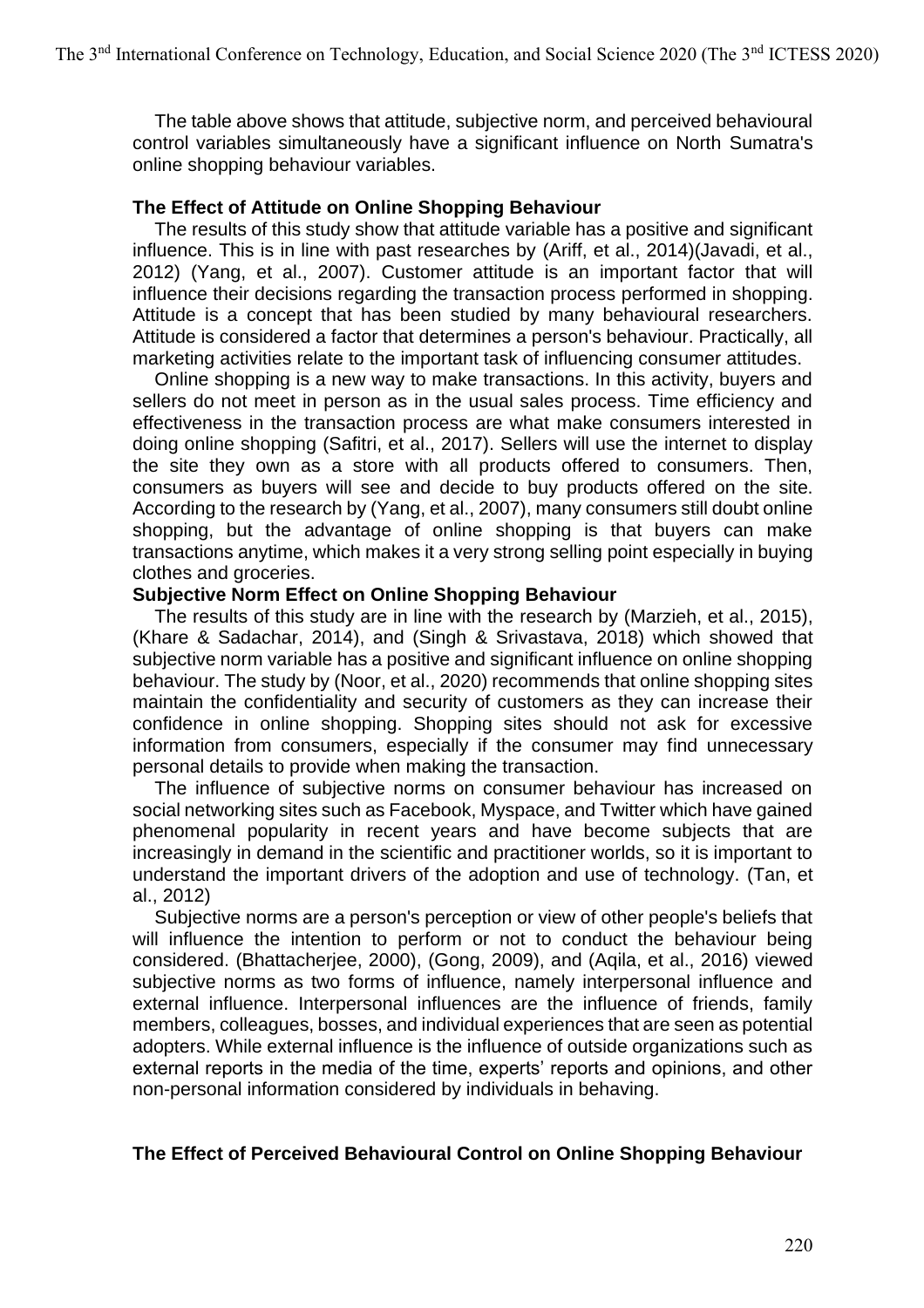The table above shows that attitude, subjective norm, and perceived behavioural control variables simultaneously have a significant influence on North Sumatra's online shopping behaviour variables.

### The Effect of Attitude on Online Shopping Behaviour

The results of this study show that attitude variable has a positive and significant influence. This is in line with past researches by (Ariff, et al., 2014)(Javadi, et al., 2012) (Yang, et al., 2007). Customer attitude is an important factor that will influence their decisions regarding the transaction process performed in shopping. Attitude is a concept that has been studied by many behavioural researchers. Attitude is considered a factor that determines a person's behaviour. Practically, all marketing activities relate to the important task of influencing consumer attitudes.

Online shopping is a new way to make transactions. In this activity, buyers and sellers do not meet in person as in the usual sales process. Time efficiency and effectiveness in the transaction process are what make consumers interested in doing online shopping (Safitri, et al., 2017). Sellers will use the internet to display the site they own as a store with all products offered to consumers. Then, consumers as buyers will see and decide to buy products offered on the site. According to the research by (Yang, et al., 2007), many consumers still doubt online shopping, but the advantage of online shopping is that buyers can make transactions anytime, which makes it a very strong selling point especially in buying clothes and groceries.

### Subjective Norm Effect on Online Shopping Behaviour

The results of this study are in line with the research by (Marzieh, et al., 2015), (Khare & Sadachar, 2014), and (Singh & Srivastava, 2018) which showed that subjective norm variable has a positive and significant influence on online shopping behaviour. The study by (Noor, et al., 2020) recommends that online shopping sites maintain the confidentiality and security of customers as they can increase their confidence in online shopping. Shopping sites should not ask for excessive information from consumers, especially if the consumer may find unnecessary personal details to provide when making the transaction.

The influence of subjective norms on consumer behaviour has increased on social networking sites such as Facebook, Myspace, and Twitter which have gained phenomenal popularity in recent years and have become subjects that are increasingly in demand in the scientific and practitioner worlds, so it is important to understand the important drivers of the adoption and use of technology. (Tan, et al., 2012)

Subjective norms are a person's perception or view of other people's beliefs that will influence the intention to perform or not to conduct the behaviour being considered. (Bhattacherjee, 2000), (Gong, 2009), and (Aqila, et al., 2016) viewed subjective norms as two forms of influence, namely interpersonal influence and external influence. Interpersonal influences are the influence of friends, family members, colleagues, bosses, and individual experiences that are seen as potential adopters. While external influence is the influence of outside organizations such as external reports in the media of the time, experts' reports and opinions, and other non-personal information considered by individuals in behaving.

### The Effect of Perceived Behavioural Control on Online Shopping Behaviour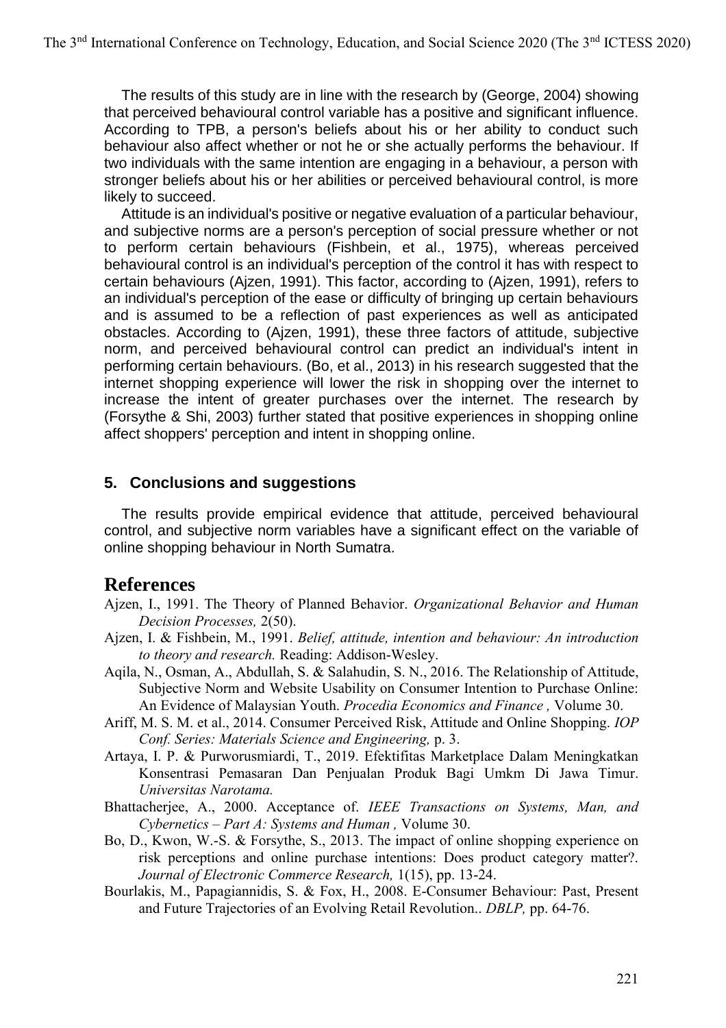The results of this study are in line with the research by (George, 2004) showing that perceived behavioural control variable has a positive and significant influence. According to TPB, a person's beliefs about his or her ability to conduct such behaviour also affect whether or not he or she actually performs the behaviour. If two individuals with the same intention are engaging in a behaviour, a person with stronger beliefs about his or her abilities or perceived behavioural control, is more likely to succeed.

Attitude is an individual's positive or negative evaluation of a particular behaviour, and subjective norms are a person's perception of social pressure whether or not to perform certain behaviours (Fishbein, et al., 1975), whereas perceived behavioural control is an individual's perception of the control it has with respect to certain behaviours (Ajzen, 1991). This factor, according to (Ajzen, 1991), refers to an individual's perception of the ease or difficulty of bringing up certain behaviours and is assumed to be a reflection of past experiences as well as anticipated obstacles. According to (Ajzen, 1991), these three factors of attitude, subjective norm, and perceived behavioural control can predict an individual's intent in performing certain behaviours. (Bo, et al., 2013) in his research suggested that the internet shopping experience will lower the risk in shopping over the internet to increase the intent of greater purchases over the internet. The research by (Forsythe & Shi, 2003) further stated that positive experiences in shopping online affect shoppers' perception and intent in shopping online.

## 5. Conclusions and suggestions

The results provide empirical evidence that attitude, perceived behavioural control, and subjective norm variables have a significant effect on the variable of online shopping behaviour in North Sumatra.

# References

Ajzen, I., 1991. The Theory of Planned Behavior. *Organizational Behavior and Human Decision Processes,* 2(50).

Ajzen, I. & Fishbein, M., 1991. *Belief, attitude, intention and behaviour: An introduction to theory and research.* Reading: Addison-Wesley.

Aqila, N., Osman, A., Abdullah, S. & Salahudin, S. N., 2016. The Relationship of Attitude, Subjective Norm and Website Usability on Consumer Intention to Purchase Online: An Evidence of Malaysian Youth. *Procedia Economics and Finance ,* Volume 30.

Ariff, M. S. M. et al., 2014. Consumer Perceived Risk, Attitude and Online Shopping. *IOP Conf. Series: Materials Science and Engineering,* p. 3.

Artaya, I. P. & Purworusmiardi, T., 2019. Efektifitas Marketplace Dalam Meningkatkan Konsentrasi Pemasaran Dan Penjualan Produk Bagi Umkm Di Jawa Timur. *Universitas Narotama.*

Bhattacherjee, A., 2000. Acceptance of. *IEEE Transactions on Systems, Man, and Cybernetics – Part A: Systems and Human ,* Volume 30.

Bo, D., Kwon, W.-S. & Forsythe, S., 2013. The impact of online shopping experience on risk perceptions and online purchase intentions: Does product category matter?. *Journal of Electronic Commerce Research,* 1(15), pp. 13-24.

Bourlakis, M., Papagiannidis, S. & Fox, H., 2008. E-Consumer Behaviour: Past, Present and Future Trajectories of an Evolving Retail Revolution.. *DBLP,* pp. 64-76.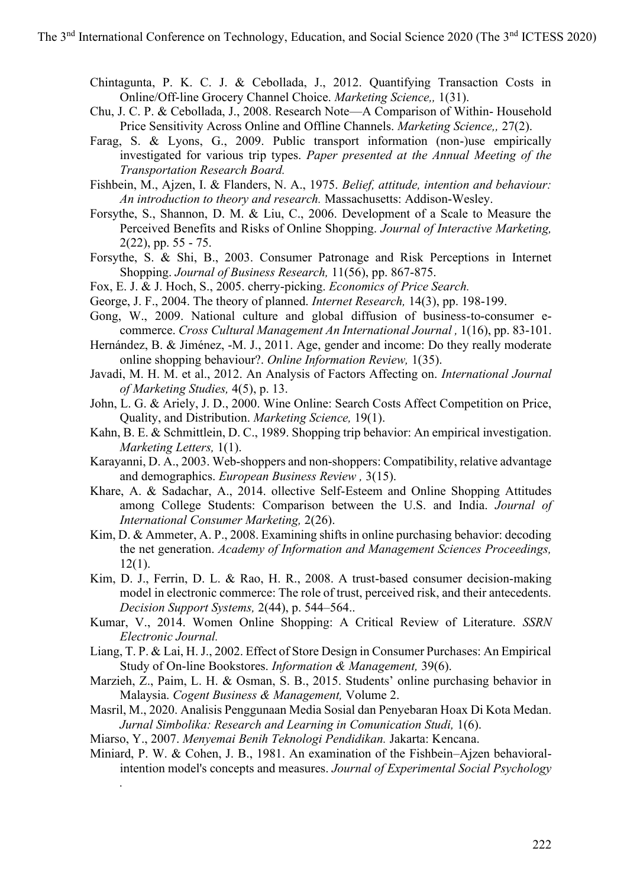Chintagunta, P. K. C. J. & Cebollada, J., 2012. Quantifying Transaction Costs in Online/Off-line Grocery Channel Choice. *Marketing Science,,* 1(31).

Chu, J. C. P. & Cebollada, J., 2008. Research Note—A Comparison of Within- Household Price Sensitivity Across Online and Offline Channels. *Marketing Science,,* 27(2).

Farag, S. & Lyons, G., 2009. Public transport information (non-)use empirically investigated for various trip types. *Paper presented at the Annual Meeting of the Transportation Research Board.*

Fishbein, M., Ajzen, I. & Flanders, N. A., 1975. *Belief, attitude, intention and behaviour: An introduction to theory and research.* Massachusetts: Addison-Wesley.

Forsythe, S., Shannon, D. M. & Liu, C., 2006. Development of a Scale to Measure the Perceived Benefits and Risks of Online Shopping. *Journal of Interactive Marketing,* 2(22), pp. 55 - 75.

Forsythe, S. & Shi, B., 2003. Consumer Patronage and Risk Perceptions in Internet Shopping. *Journal of Business Research,* 11(56), pp. 867-875.

Fox, E. J. & J. Hoch, S., 2005. cherry-picking. *Economics of Price Search.*

George, J. F., 2004. The theory of planned. *Internet Research,* 14(3), pp. 198-199.

Gong, W., 2009. National culture and global diffusion of business-to-consumer e-commerce. *Cross Cultural Management An International Journal ,* 1(16), pp. 83-101.

Hernández, B. & Jiménez, -M. J., 2011. Age, gender and income: Do they really moderate online shopping behaviour?. *Online Information Review,* 1(35).

Javadi, M. H. M. et al., 2012. An Analysis of Factors Affecting on. *International Journal of Marketing Studies,* 4(5), p. 13.

John, L. G. & Ariely, J. D., 2000. Wine Online: Search Costs Affect Competition on Price, Quality, and Distribution. *Marketing Science,* 19(1).

Kahn, B. E. & Schmittlein, D. C., 1989. Shopping trip behavior: An empirical investigation. *Marketing Letters,* 1(1).

Karayanni, D. A., 2003. Web-shoppers and non-shoppers: Compatibility, relative advantage and demographics. *European Business Review ,* 3(15).

Khare, A. & Sadachar, A., 2014. ollective Self-Esteem and Online Shopping Attitudes among College Students: Comparison between the U.S. and India. *Journal of International Consumer Marketing,* 2(26).

Kim, D. & Ammeter, A. P., 2008. Examining shifts in online purchasing behavior: decoding the net generation. *Academy of Information and Management Sciences Proceedings,* 12(1).

Kim, D. J., Ferrin, D. L. & Rao, H. R., 2008. A trust-based consumer decision-making model in electronic commerce: The role of trust, perceived risk, and their antecedents. *Decision Support Systems,* 2(44), p. 544–564..

Kumar, V., 2014. Women Online Shopping: A Critical Review of Literature. *SSRN Electronic Journal.*

Liang, T. P. & Lai, H. J., 2002. Effect of Store Design in Consumer Purchases: An Empirical Study of On-line Bookstores. *Information & Management,* 39(6).

Marzieh, Z., Paim, L. H. & Osman, S. B., 2015. Students' online purchasing behavior in Malaysia. *Cogent Business & Management,* Volume 2.

Masril, M., 2020. Analisis Penggunaan Media Sosial dan Penyebaran Hoax Di Kota Medan. *Jurnal Simbolika: Research and Learning in Comunication Studi,* 1(6).

Miarso, Y., 2007. *Menyemai Benih Teknologi Pendidikan.* Jakarta: Kencana.

Miniard, P. W. & Cohen, J. B., 1981. An examination of the Fishbein–Ajzen behavioral-intention model's concepts and measures. *Journal of Experimental Social Psychology .*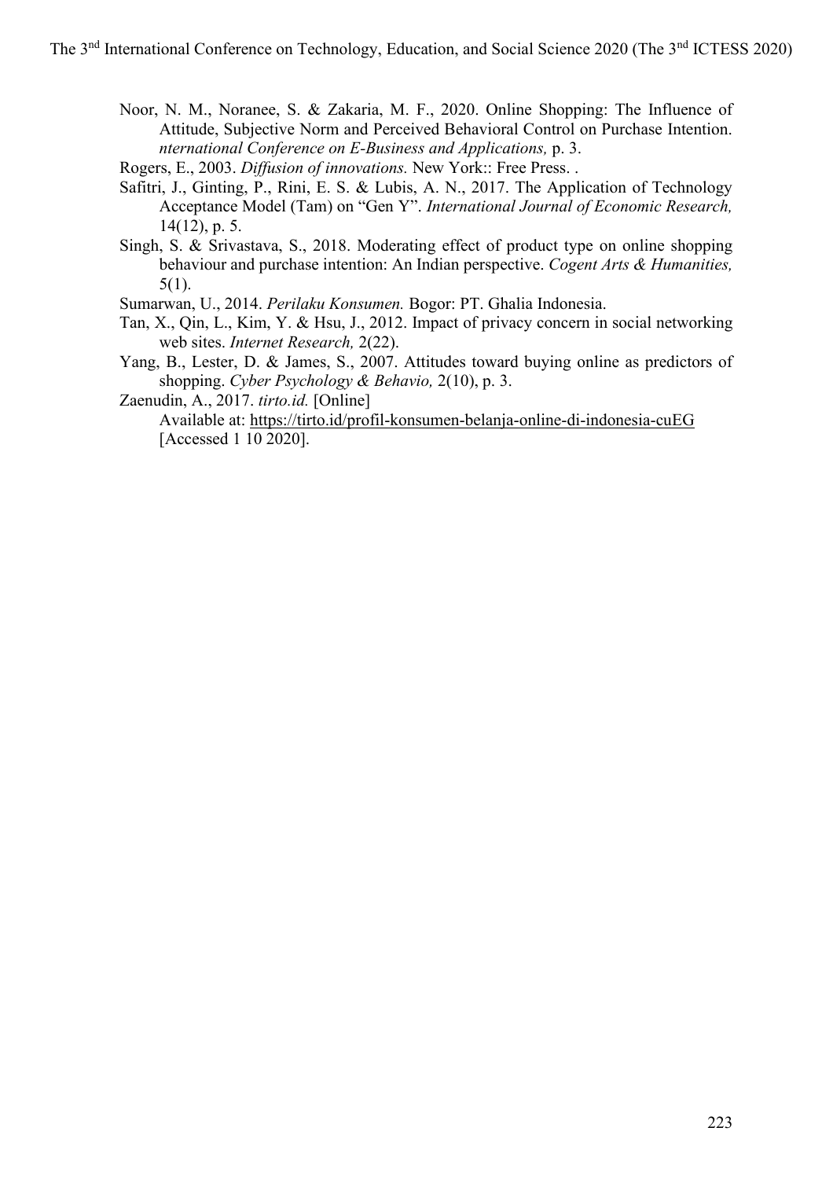Noor, N. M., Noranee, S. & Zakaria, M. F., 2020. Online Shopping: The Influence of Attitude, Subjective Norm and Perceived Behavioral Control on Purchase Intention. *nternational Conference on E-Business and Applications,* p. 3.

Rogers, E., 2003. *Diffusion of innovations.* New York:: Free Press. .

Safitri, J., Ginting, P., Rini, E. S. & Lubis, A. N., 2017. The Application of Technology Acceptance Model (Tam) on "Gen Y". *International Journal of Economic Research,* 14(12), p. 5.

Singh, S. & Srivastava, S., 2018. Moderating effect of product type on online shopping behaviour and purchase intention: An Indian perspective. *Cogent Arts & Humanities,* 5(1).

Sumarwan, U., 2014. *Perilaku Konsumen.* Bogor: PT. Ghalia Indonesia.

Tan, X., Qin, L., Kim, Y. & Hsu, J., 2012. Impact of privacy concern in social networking web sites. *Internet Research,* 2(22).

Yang, B., Lester, D. & James, S., 2007. Attitudes toward buying online as predictors of shopping. *Cyber Psychology & Behavio,* 2(10), p. 3.

Zaenudin, A., 2017. *tirto.id.* [Online]
Available at: https://tirto.id/profil-konsumen-belanja-online-di-indonesia-cuEG
[Accessed 1 10 2020].